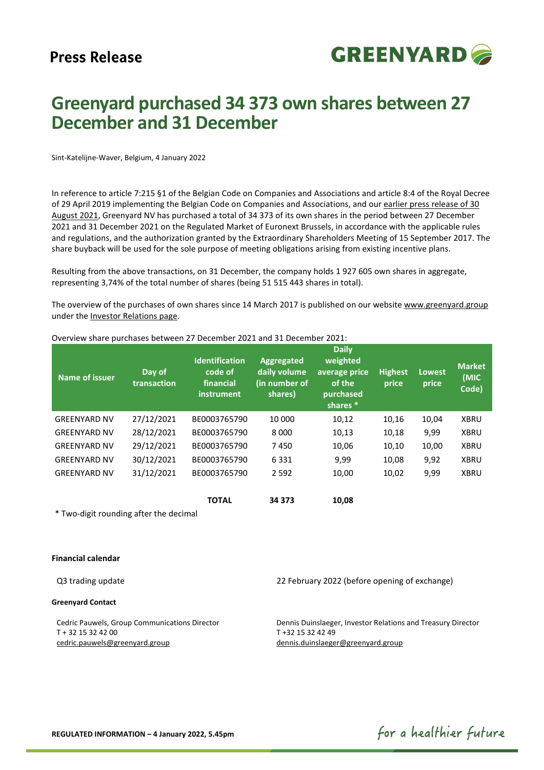# Press Release

# Greenyard purchased 34 373 own shares between 27 December and 31 December

Sint-Katelijne-Waver, Belgium, 4 January 2022

In reference to article 7:215 §1 of the Belgian Code on Companies and Associations and article 8:4 of the Royal Decree of 29 April 2019 implementing the Belgian Code on Companies and Associations, and our earlier press release of 30 August 2021, Greenyard NV has purchased a total of 34 373 of its own shares in the period between 27 December 2021 and 31 December 2021 on the Regulated Market of Euronext Brussels, in accordance with the applicable rules and regulations, and the authorization granted by the Extraordinary Shareholders Meeting of 15 September 2017. The share buyback will be used for the sole purpose of meeting obligations arising from existing incentive plans.

Resulting from the above transactions, on 31 December, the company holds 1 927 605 own shares in aggregate, representing 3,74% of the total number of shares (being 51 515 443 shares in total).

The overview of the purchases of own shares since 14 March 2017 is published on our website www.greenyard.group under the Investor Relations page.

Overview share purchases between 27 December 2021 and 31 December 2021:

| Name of issuer | Day of transaction | Identification code of financial instrument | Aggregated daily volume (in number of shares) | Daily weighted average price of the purchased shares * | Highest price | Lowest price | Market (MIC Code) |
|---|---|---|---|---|---|---|---|
| GREENYARD NV | 27/12/2021 | BE0003765790 | 10 000 | 10,12 | 10,16 | 10,04 | XBRU |
| GREENYARD NV | 28/12/2021 | BE0003765790 | 8 000 | 10,13 | 10,18 | 9,99 | XBRU |
| GREENYARD NV | 29/12/2021 | BE0003765790 | 7 450 | 10,06 | 10,10 | 10,00 | XBRU |
| GREENYARD NV | 30/12/2021 | BE0003765790 | 6 331 | 9,99 | 10,08 | 9,92 | XBRU |
| GREENYARD NV | 31/12/2021 | BE0003765790 | 2 592 | 10,00 | 10,02 | 9,99 | XBRU |
| | | **TOTAL** | **34 373** | **10,08** | | | |

\* Two-digit rounding after the decimal

**Financial calendar**

Q3 trading update — 22 February 2022 (before opening of exchange)

**Greenyard Contact**

Cedric Pauwels, Group Communications Director
T + 32 15 32 42 00
cedric.pauwels@greenyard.group

Dennis Duinslaeger, Investor Relations and Treasury Director
T +32 15 32 42 49
dennis.duinslaeger@greenyard.group

**REGULATED INFORMATION – 4 January 2022, 5.45pm**

*for a healthier future*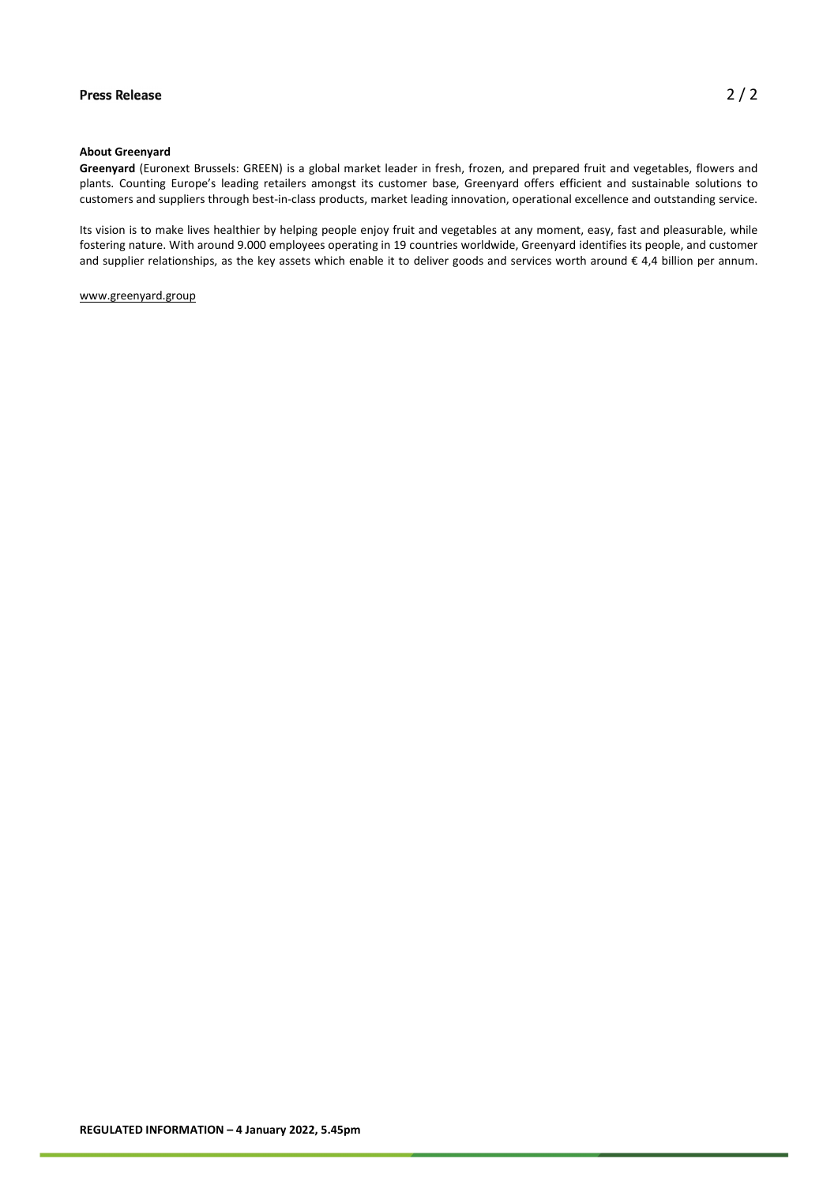**About Greenyard**

**Greenyard** (Euronext Brussels: GREEN) is a global market leader in fresh, frozen, and prepared fruit and vegetables, flowers and plants. Counting Europe's leading retailers amongst its customer base, Greenyard offers efficient and sustainable solutions to customers and suppliers through best-in-class products, market leading innovation, operational excellence and outstanding service.

Its vision is to make lives healthier by helping people enjoy fruit and vegetables at any moment, easy, fast and pleasurable, while fostering nature. With around 9.000 employees operating in 19 countries worldwide, Greenyard identifies its people, and customer and supplier relationships, as the key assets which enable it to deliver goods and services worth around € 4,4 billion per annum.

www.greenyard.group

**REGULATED INFORMATION – 4 January 2022, 5.45pm**